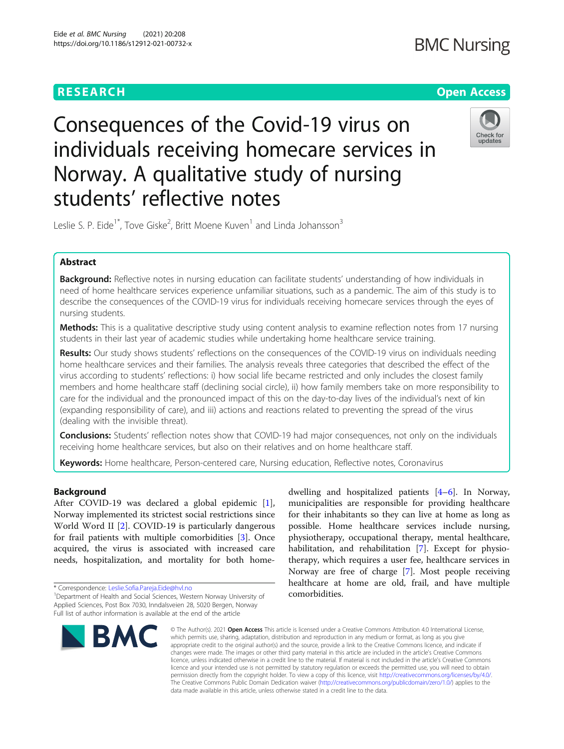RESEARCH

Open Access

# Consequences of the Covid-19 virus on individuals receiving homecare services in Norway. A qualitative study of nursing students' reflective notes

Leslie S. P. Eide[1*], Tove Giske[2], Britt Moene Kuven[1] and Linda Johansson[3]

## Abstract

**Background:** Reflective notes in nursing education can facilitate students' understanding of how individuals in need of home healthcare services experience unfamiliar situations, such as a pandemic. The aim of this study is to describe the consequences of the COVID-19 virus for individuals receiving homecare services through the eyes of nursing students.

**Methods:** This is a qualitative descriptive study using content analysis to examine reflection notes from 17 nursing students in their last year of academic studies while undertaking home healthcare service training.

**Results:** Our study shows students' reflections on the consequences of the COVID-19 virus on individuals needing home healthcare services and their families. The analysis reveals three categories that described the effect of the virus according to students' reflections: i) how social life became restricted and only includes the closest family members and home healthcare staff (declining social circle), ii) how family members take on more responsibility to care for the individual and the pronounced impact of this on the day-to-day lives of the individual's next of kin (expanding responsibility of care), and iii) actions and reactions related to preventing the spread of the virus (dealing with the invisible threat).

**Conclusions:** Students' reflection notes show that COVID-19 had major consequences, not only on the individuals receiving home healthcare services, but also on their relatives and on home healthcare staff.

**Keywords:** Home healthcare, Person-centered care, Nursing education, Reflective notes, Coronavirus

## Background

After COVID-19 was declared a global epidemic [1], Norway implemented its strictest social restrictions since World Word II [2]. COVID-19 is particularly dangerous for frail patients with multiple comorbidities [3]. Once acquired, the virus is associated with increased care needs, hospitalization, and mortality for both home-dwelling and hospitalized patients [4–6]. In Norway, municipalities are responsible for providing healthcare for their inhabitants so they can live at home as long as possible. Home healthcare services include nursing, physiotherapy, occupational therapy, mental healthcare, habilitation, and rehabilitation [7]. Except for physiotherapy, which requires a user fee, healthcare services in Norway are free of charge [7]. Most people receiving healthcare at home are old, frail, and have multiple comorbidities.

* Correspondence: Leslie.Sofia.Pareja.Eide@hvl.no

[1]Department of Health and Social Sciences, Western Norway University of Applied Sciences, Post Box 7030, Inndalsveien 28, 5020 Bergen, Norway

Full list of author information is available at the end of the article

© The Author(s). 2021 **Open Access** This article is licensed under a Creative Commons Attribution 4.0 International License, which permits use, sharing, adaptation, distribution and reproduction in any medium or format, as long as you give appropriate credit to the original author(s) and the source, provide a link to the Creative Commons licence, and indicate if changes were made. The images or other third party material in this article are included in the article's Creative Commons licence, unless indicated otherwise in a credit line to the material. If material is not included in the article's Creative Commons licence and your intended use is not permitted by statutory regulation or exceeds the permitted use, you will need to obtain permission directly from the copyright holder. To view a copy of this licence, visit http://creativecommons.org/licenses/by/4.0/. The Creative Commons Public Domain Dedication waiver (http://creativecommons.org/publicdomain/zero/1.0/) applies to the data made available in this article, unless otherwise stated in a credit line to the data.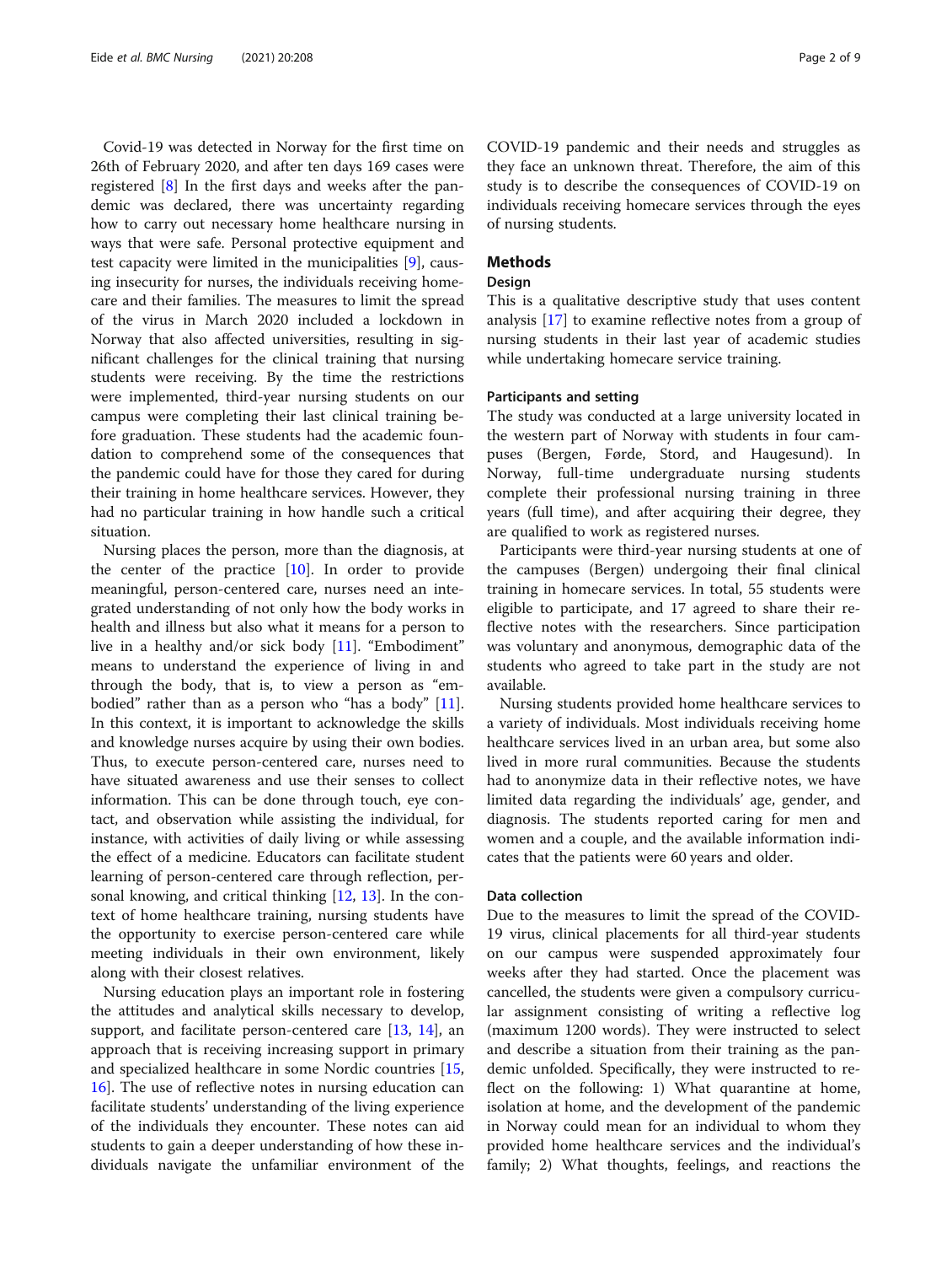Covid-19 was detected in Norway for the first time on 26th of February 2020, and after ten days 169 cases were registered [8] In the first days and weeks after the pandemic was declared, there was uncertainty regarding how to carry out necessary home healthcare nursing in ways that were safe. Personal protective equipment and test capacity were limited in the municipalities [9], causing insecurity for nurses, the individuals receiving homecare and their families. The measures to limit the spread of the virus in March 2020 included a lockdown in Norway that also affected universities, resulting in significant challenges for the clinical training that nursing students were receiving. By the time the restrictions were implemented, third-year nursing students on our campus were completing their last clinical training before graduation. These students had the academic foundation to comprehend some of the consequences that the pandemic could have for those they cared for during their training in home healthcare services. However, they had no particular training in how handle such a critical situation.

Nursing places the person, more than the diagnosis, at the center of the practice [10]. In order to provide meaningful, person-centered care, nurses need an integrated understanding of not only how the body works in health and illness but also what it means for a person to live in a healthy and/or sick body [11]. "Embodiment" means to understand the experience of living in and through the body, that is, to view a person as "embodied" rather than as a person who "has a body" [11]. In this context, it is important to acknowledge the skills and knowledge nurses acquire by using their own bodies. Thus, to execute person-centered care, nurses need to have situated awareness and use their senses to collect information. This can be done through touch, eye contact, and observation while assisting the individual, for instance, with activities of daily living or while assessing the effect of a medicine. Educators can facilitate student learning of person-centered care through reflection, personal knowing, and critical thinking [12, 13]. In the context of home healthcare training, nursing students have the opportunity to exercise person-centered care while meeting individuals in their own environment, likely along with their closest relatives.

Nursing education plays an important role in fostering the attitudes and analytical skills necessary to develop, support, and facilitate person-centered care [13, 14], an approach that is receiving increasing support in primary and specialized healthcare in some Nordic countries [15, 16]. The use of reflective notes in nursing education can facilitate students' understanding of the living experience of the individuals they encounter. These notes can aid students to gain a deeper understanding of how these individuals navigate the unfamiliar environment of the COVID-19 pandemic and their needs and struggles as they face an unknown threat. Therefore, the aim of this study is to describe the consequences of COVID-19 on individuals receiving homecare services through the eyes of nursing students.

## Methods

### Design

This is a qualitative descriptive study that uses content analysis [17] to examine reflective notes from a group of nursing students in their last year of academic studies while undertaking homecare service training.

### Participants and setting

The study was conducted at a large university located in the western part of Norway with students in four campuses (Bergen, Førde, Stord, and Haugesund). In Norway, full-time undergraduate nursing students complete their professional nursing training in three years (full time), and after acquiring their degree, they are qualified to work as registered nurses.

Participants were third-year nursing students at one of the campuses (Bergen) undergoing their final clinical training in homecare services. In total, 55 students were eligible to participate, and 17 agreed to share their reflective notes with the researchers. Since participation was voluntary and anonymous, demographic data of the students who agreed to take part in the study are not available.

Nursing students provided home healthcare services to a variety of individuals. Most individuals receiving home healthcare services lived in an urban area, but some also lived in more rural communities. Because the students had to anonymize data in their reflective notes, we have limited data regarding the individuals' age, gender, and diagnosis. The students reported caring for men and women and a couple, and the available information indicates that the patients were 60 years and older.

### Data collection

Due to the measures to limit the spread of the COVID-19 virus, clinical placements for all third-year students on our campus were suspended approximately four weeks after they had started. Once the placement was cancelled, the students were given a compulsory curricular assignment consisting of writing a reflective log (maximum 1200 words). They were instructed to select and describe a situation from their training as the pandemic unfolded. Specifically, they were instructed to reflect on the following: 1) What quarantine at home, isolation at home, and the development of the pandemic in Norway could mean for an individual to whom they provided home healthcare services and the individual's family; 2) What thoughts, feelings, and reactions the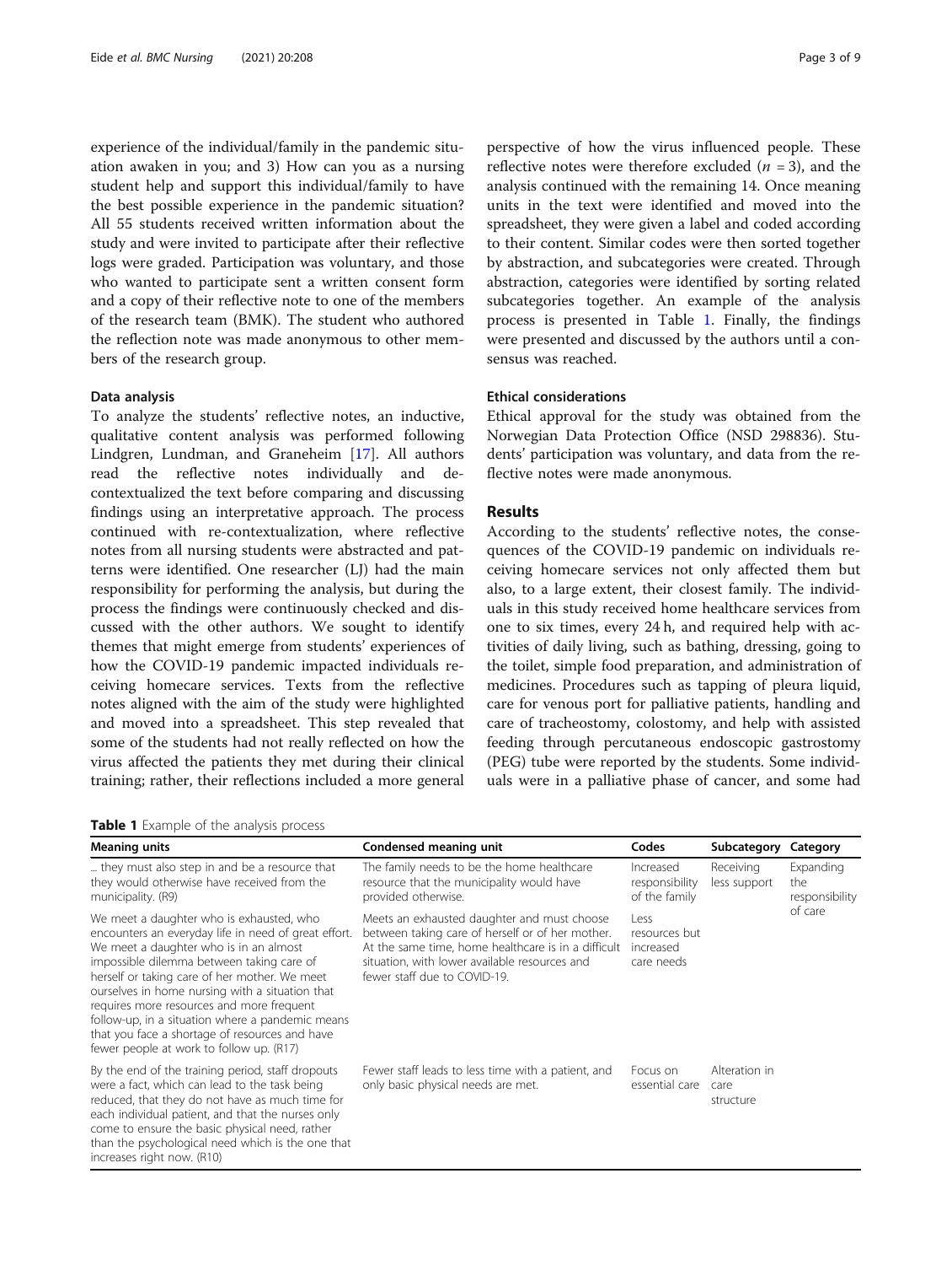experience of the individual/family in the pandemic situation awaken in you; and 3) How can you as a nursing student help and support this individual/family to have the best possible experience in the pandemic situation? All 55 students received written information about the study and were invited to participate after their reflective logs were graded. Participation was voluntary, and those who wanted to participate sent a written consent form and a copy of their reflective note to one of the members of the research team (BMK). The student who authored the reflection note was made anonymous to other members of the research group.

### Data analysis

To analyze the students' reflective notes, an inductive, qualitative content analysis was performed following Lindgren, Lundman, and Graneheim [17]. All authors read the reflective notes individually and de-contextualized the text before comparing and discussing findings using an interpretative approach. The process continued with re-contextualization, where reflective notes from all nursing students were abstracted and patterns were identified. One researcher (LJ) had the main responsibility for performing the analysis, but during the process the findings were continuously checked and discussed with the other authors. We sought to identify themes that might emerge from students' experiences of how the COVID-19 pandemic impacted individuals receiving homecare services. Texts from the reflective notes aligned with the aim of the study were highlighted and moved into a spreadsheet. This step revealed that some of the students had not really reflected on how the virus affected the patients they met during their clinical training; rather, their reflections included a more general perspective of how the virus influenced people. These reflective notes were therefore excluded ($n$ = 3), and the analysis continued with the remaining 14. Once meaning units in the text were identified and moved into the spreadsheet, they were given a label and coded according to their content. Similar codes were then sorted together by abstraction, and subcategories were created. Through abstraction, categories were identified by sorting related subcategories together. An example of the analysis process is presented in Table 1. Finally, the findings were presented and discussed by the authors until a consensus was reached.

### Ethical considerations

Ethical approval for the study was obtained from the Norwegian Data Protection Office (NSD 298836). Students' participation was voluntary, and data from the reflective notes were made anonymous.

## Results

According to the students' reflective notes, the consequences of the COVID-19 pandemic on individuals receiving homecare services not only affected them but also, to a large extent, their closest family. The individuals in this study received home healthcare services from one to six times, every 24 h, and required help with activities of daily living, such as bathing, dressing, going to the toilet, simple food preparation, and administration of medicines. Procedures such as tapping of pleura liquid, care for venous port for palliative patients, handling and care of tracheostomy, colostomy, and help with assisted feeding through percutaneous endoscopic gastrostomy (PEG) tube were reported by the students. Some individuals were in a palliative phase of cancer, and some had

**Table 1** Example of the analysis process

| Meaning units | Condensed meaning unit | Codes | Subcategory | Category |
|---|---|---|---|---|
| … they must also step in and be a resource that they would otherwise have received from the municipality. (R9) | The family needs to be the home healthcare resource that the municipality would have provided otherwise. | Increased responsibility of the family | Receiving less support | Expanding the responsibility of care |
| We meet a daughter who is exhausted, who encounters an everyday life in need of great effort. We meet a daughter who is in an almost impossible dilemma between taking care of herself or taking care of her mother. We meet ourselves in home nursing with a situation that requires more resources and more frequent follow-up, in a situation where a pandemic means that you face a shortage of resources and have fewer people at work to follow up. (R17) | Meets an exhausted daughter and must choose between taking care of herself or of her mother. At the same time, home healthcare is in a difficult situation, with lower available resources and fewer staff due to COVID-19. | Less resources but increased care needs | | |
| By the end of the training period, staff dropouts were a fact, which can lead to the task being reduced, that they do not have as much time for each individual patient, and that the nurses only come to ensure the basic physical need, rather than the psychological need which is the one that increases right now. (R10) | Fewer staff leads to less time with a patient, and only basic physical needs are met. | Focus on essential care | Alteration in care structure | |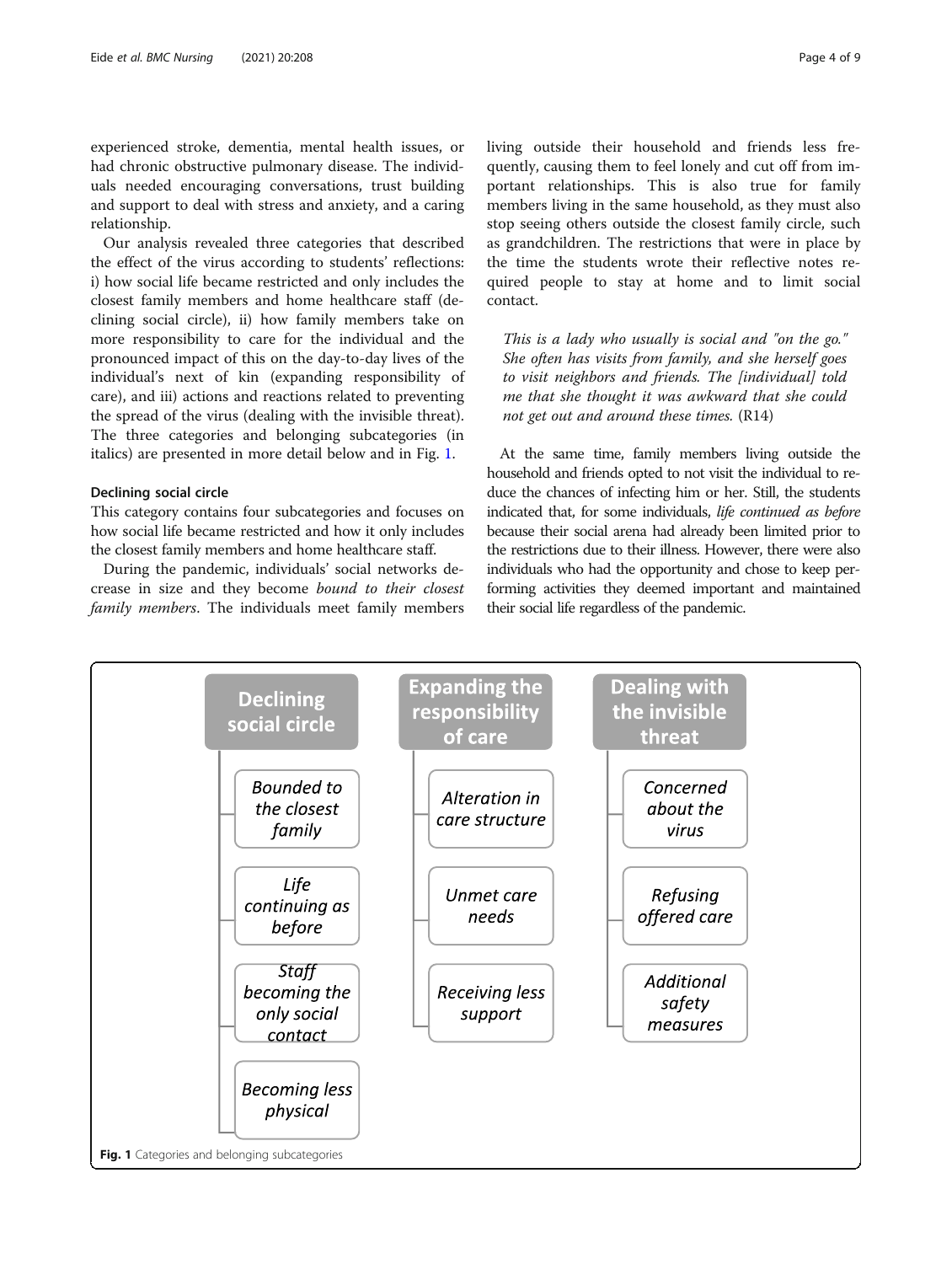experienced stroke, dementia, mental health issues, or had chronic obstructive pulmonary disease. The individuals needed encouraging conversations, trust building and support to deal with stress and anxiety, and a caring relationship.

Our analysis revealed three categories that described the effect of the virus according to students' reflections: i) how social life became restricted and only includes the closest family members and home healthcare staff (declining social circle), ii) how family members take on more responsibility to care for the individual and the pronounced impact of this on the day-to-day lives of the individual's next of kin (expanding responsibility of care), and iii) actions and reactions related to preventing the spread of the virus (dealing with the invisible threat). The three categories and belonging subcategories (in italics) are presented in more detail below and in Fig. 1.

### Declining social circle

This category contains four subcategories and focuses on how social life became restricted and how it only includes the closest family members and home healthcare staff.

During the pandemic, individuals' social networks decrease in size and they become *bound to their closest family members*. The individuals meet family members living outside their household and friends less frequently, causing them to feel lonely and cut off from important relationships. This is also true for family members living in the same household, as they must also stop seeing others outside the closest family circle, such as grandchildren. The restrictions that were in place by the time the students wrote their reflective notes required people to stay at home and to limit social contact.

> *This is a lady who usually is social and "on the go." She often has visits from family, and she herself goes to visit neighbors and friends. The [individual] told me that she thought it was awkward that she could not get out and around these times.* (R14)

At the same time, family members living outside the household and friends opted to not visit the individual to reduce the chances of infecting him or her. Still, the students indicated that, for some individuals, *life continued as before* because their social arena had already been limited prior to the restrictions due to their illness. However, there were also individuals who had the opportunity and chose to keep performing activities they deemed important and maintained their social life regardless of the pandemic.

| Declining social circle | Expanding the responsibility of care | Dealing with the invisible threat |
|---|---|---|
| *Bounded to the closest family* | *Alteration in care structure* | *Concerned about the virus* |
| *Life continuing as before* | *Unmet care needs* | *Refusing offered care* |
| *Staff becoming the only social contact* | *Receiving less support* | *Additional safety measures* |
| *Becoming less physical* | | |

**Fig. 1** Categories and belonging subcategories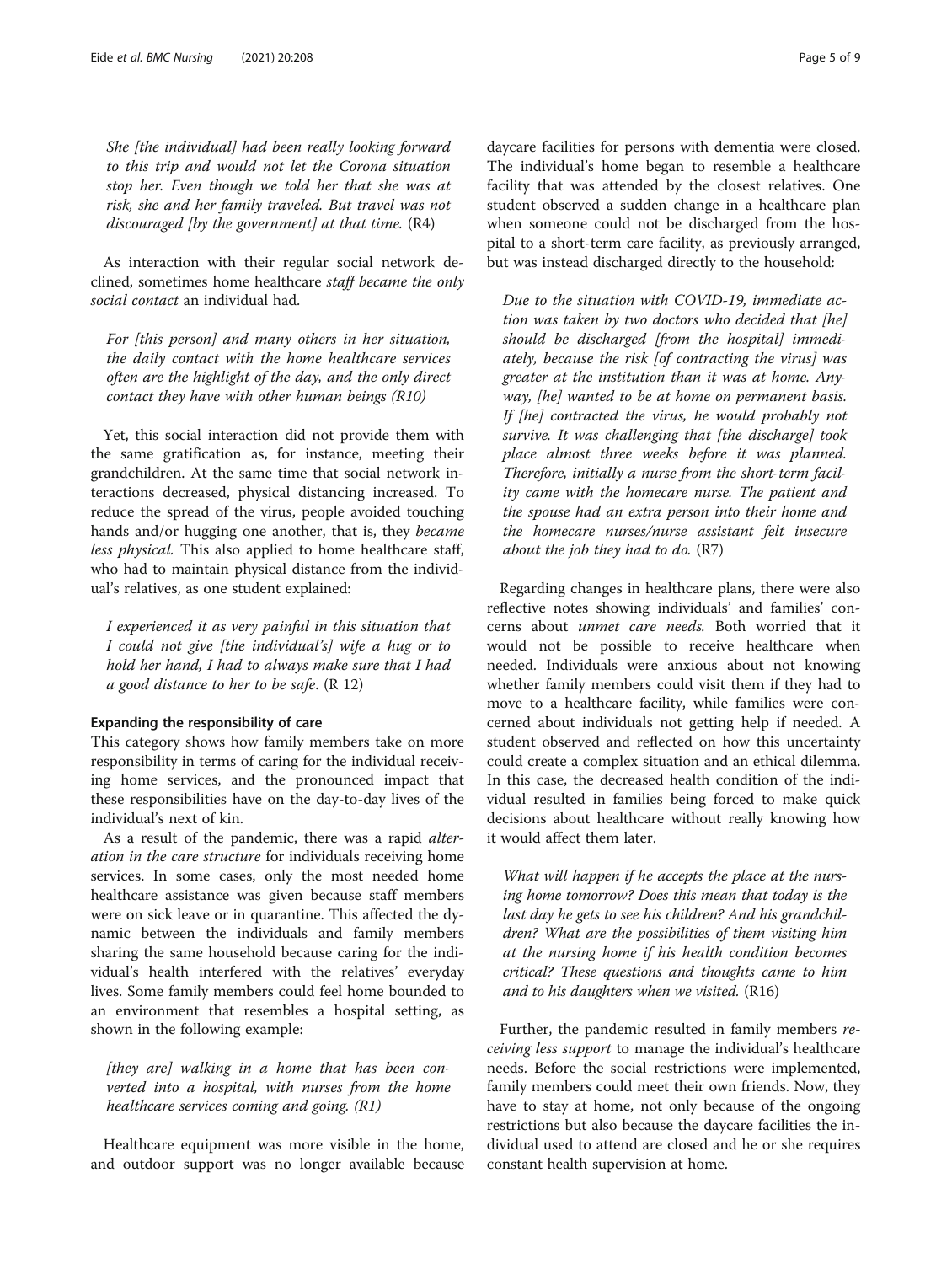*She [the individual] had been really looking forward to this trip and would not let the Corona situation stop her. Even though we told her that she was at risk, she and her family traveled. But travel was not discouraged [by the government] at that time.* (R4)

As interaction with their regular social network declined, sometimes home healthcare *staff became the only social contact* an individual had.

*For [this person] and many others in her situation, the daily contact with the home healthcare services often are the highlight of the day, and the only direct contact they have with other human beings (R10)*

Yet, this social interaction did not provide them with the same gratification as, for instance, meeting their grandchildren. At the same time that social network interactions decreased, physical distancing increased. To reduce the spread of the virus, people avoided touching hands and/or hugging one another, that is, they *became less physical.* This also applied to home healthcare staff, who had to maintain physical distance from the individual's relatives, as one student explained:

*I experienced it as very painful in this situation that I could not give [the individual's] wife a hug or to hold her hand, I had to always make sure that I had a good distance to her to be safe.* (R 12)

### Expanding the responsibility of care

This category shows how family members take on more responsibility in terms of caring for the individual receiving home services, and the pronounced impact that these responsibilities have on the day-to-day lives of the individual's next of kin.

As a result of the pandemic, there was a rapid *alteration in the care structure* for individuals receiving home services. In some cases, only the most needed home healthcare assistance was given because staff members were on sick leave or in quarantine. This affected the dynamic between the individuals and family members sharing the same household because caring for the individual's health interfered with the relatives' everyday lives. Some family members could feel home bounded to an environment that resembles a hospital setting, as shown in the following example:

*[they are] walking in a home that has been converted into a hospital, with nurses from the home healthcare services coming and going. (R1)*

Healthcare equipment was more visible in the home, and outdoor support was no longer available because daycare facilities for persons with dementia were closed. The individual's home began to resemble a healthcare facility that was attended by the closest relatives. One student observed a sudden change in a healthcare plan when someone could not be discharged from the hospital to a short-term care facility, as previously arranged, but was instead discharged directly to the household:

*Due to the situation with COVID-19, immediate action was taken by two doctors who decided that [he] should be discharged [from the hospital] immediately, because the risk [of contracting the virus] was greater at the institution than it was at home. Anyway, [he] wanted to be at home on permanent basis. If [he] contracted the virus, he would probably not survive. It was challenging that [the discharge] took place almost three weeks before it was planned. Therefore, initially a nurse from the short-term facility came with the homecare nurse. The patient and the spouse had an extra person into their home and the homecare nurses/nurse assistant felt insecure about the job they had to do.* (R7)

Regarding changes in healthcare plans, there were also reflective notes showing individuals' and families' concerns about *unmet care needs.* Both worried that it would not be possible to receive healthcare when needed. Individuals were anxious about not knowing whether family members could visit them if they had to move to a healthcare facility, while families were concerned about individuals not getting help if needed. A student observed and reflected on how this uncertainty could create a complex situation and an ethical dilemma. In this case, the decreased health condition of the individual resulted in families being forced to make quick decisions about healthcare without really knowing how it would affect them later.

*What will happen if he accepts the place at the nursing home tomorrow? Does this mean that today is the last day he gets to see his children? And his grandchildren? What are the possibilities of them visiting him at the nursing home if his health condition becomes critical? These questions and thoughts came to him and to his daughters when we visited.* (R16)

Further, the pandemic resulted in family members *receiving less support* to manage the individual's healthcare needs. Before the social restrictions were implemented, family members could meet their own friends. Now, they have to stay at home, not only because of the ongoing restrictions but also because the daycare facilities the individual used to attend are closed and he or she requires constant health supervision at home.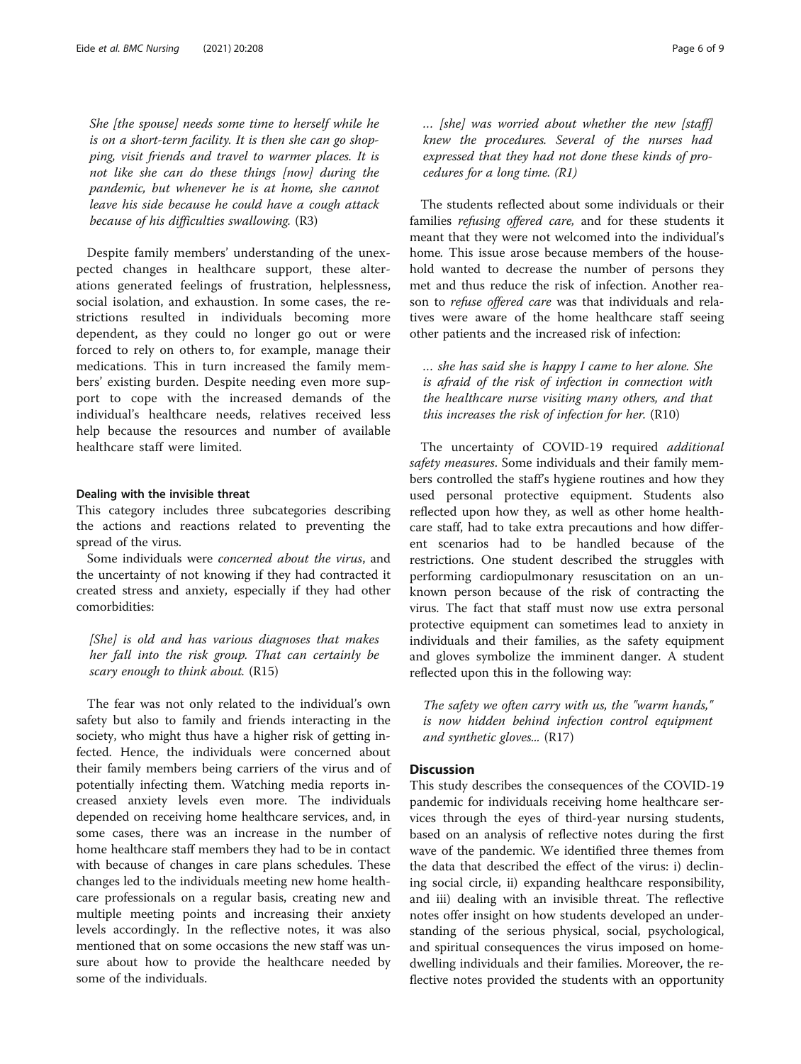*She [the spouse] needs some time to herself while he is on a short-term facility. It is then she can go shopping, visit friends and travel to warmer places. It is not like she can do these things [now] during the pandemic, but whenever he is at home, she cannot leave his side because he could have a cough attack because of his difficulties swallowing.* (R3)

Despite family members' understanding of the unexpected changes in healthcare support, these alterations generated feelings of frustration, helplessness, social isolation, and exhaustion. In some cases, the restrictions resulted in individuals becoming more dependent, as they could no longer go out or were forced to rely on others to, for example, manage their medications. This in turn increased the family members' existing burden. Despite needing even more support to cope with the increased demands of the individual's healthcare needs, relatives received less help because the resources and number of available healthcare staff were limited.

#### Dealing with the invisible threat

This category includes three subcategories describing the actions and reactions related to preventing the spread of the virus.

Some individuals were *concerned about the virus*, and the uncertainty of not knowing if they had contracted it created stress and anxiety, especially if they had other comorbidities:

*[She] is old and has various diagnoses that makes her fall into the risk group. That can certainly be scary enough to think about.* (R15)

The fear was not only related to the individual's own safety but also to family and friends interacting in the society, who might thus have a higher risk of getting infected. Hence, the individuals were concerned about their family members being carriers of the virus and of potentially infecting them. Watching media reports increased anxiety levels even more. The individuals depended on receiving home healthcare services, and, in some cases, there was an increase in the number of home healthcare staff members they had to be in contact with because of changes in care plans schedules. These changes led to the individuals meeting new home healthcare professionals on a regular basis, creating new and multiple meeting points and increasing their anxiety levels accordingly. In the reflective notes, it was also mentioned that on some occasions the new staff was unsure about how to provide the healthcare needed by some of the individuals.

*… [she] was worried about whether the new [staff] knew the procedures. Several of the nurses had expressed that they had not done these kinds of procedures for a long time.* (R1)

The students reflected about some individuals or their families *refusing offered care,* and for these students it meant that they were not welcomed into the individual's home. This issue arose because members of the household wanted to decrease the number of persons they met and thus reduce the risk of infection. Another reason to *refuse offered care* was that individuals and relatives were aware of the home healthcare staff seeing other patients and the increased risk of infection:

*… she has said she is happy I came to her alone. She is afraid of the risk of infection in connection with the healthcare nurse visiting many others, and that this increases the risk of infection for her.* (R10)

The uncertainty of COVID-19 required *additional safety measures*. Some individuals and their family members controlled the staff's hygiene routines and how they used personal protective equipment. Students also reflected upon how they, as well as other home healthcare staff, had to take extra precautions and how different scenarios had to be handled because of the restrictions. One student described the struggles with performing cardiopulmonary resuscitation on an unknown person because of the risk of contracting the virus. The fact that staff must now use extra personal protective equipment can sometimes lead to anxiety in individuals and their families, as the safety equipment and gloves symbolize the imminent danger. A student reflected upon this in the following way:

*The safety we often carry with us, the "warm hands," is now hidden behind infection control equipment and synthetic gloves...* (R17)

## Discussion

This study describes the consequences of the COVID-19 pandemic for individuals receiving home healthcare services through the eyes of third-year nursing students, based on an analysis of reflective notes during the first wave of the pandemic. We identified three themes from the data that described the effect of the virus: i) declining social circle, ii) expanding healthcare responsibility, and iii) dealing with an invisible threat. The reflective notes offer insight on how students developed an understanding of the serious physical, social, psychological, and spiritual consequences the virus imposed on home-dwelling individuals and their families. Moreover, the reflective notes provided the students with an opportunity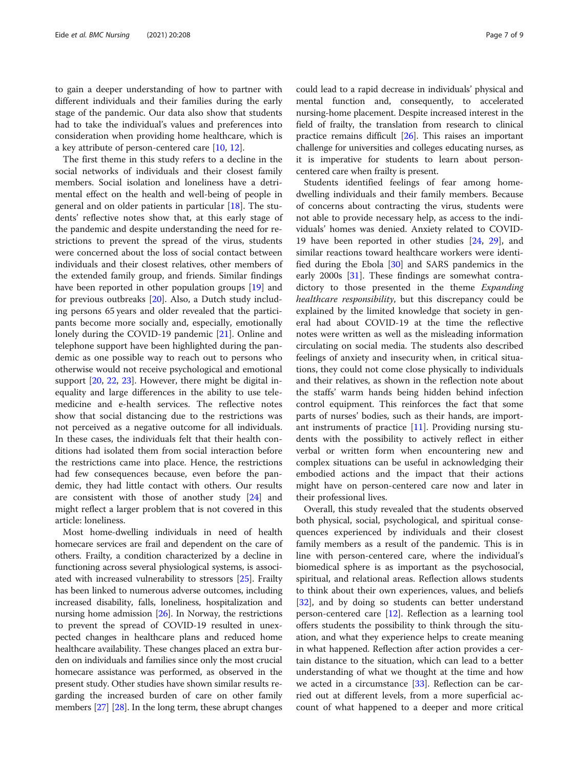to gain a deeper understanding of how to partner with different individuals and their families during the early stage of the pandemic. Our data also show that students had to take the individual's values and preferences into consideration when providing home healthcare, which is a key attribute of person-centered care [10, 12].

The first theme in this study refers to a decline in the social networks of individuals and their closest family members. Social isolation and loneliness have a detrimental effect on the health and well-being of people in general and on older patients in particular [18]. The students' reflective notes show that, at this early stage of the pandemic and despite understanding the need for restrictions to prevent the spread of the virus, students were concerned about the loss of social contact between individuals and their closest relatives, other members of the extended family group, and friends. Similar findings have been reported in other population groups [19] and for previous outbreaks [20]. Also, a Dutch study including persons 65 years and older revealed that the participants become more socially and, especially, emotionally lonely during the COVID-19 pandemic [21]. Online and telephone support have been highlighted during the pandemic as one possible way to reach out to persons who otherwise would not receive psychological and emotional support [20, 22, 23]. However, there might be digital inequality and large differences in the ability to use telemedicine and e-health services. The reflective notes show that social distancing due to the restrictions was not perceived as a negative outcome for all individuals. In these cases, the individuals felt that their health conditions had isolated them from social interaction before the restrictions came into place. Hence, the restrictions had few consequences because, even before the pandemic, they had little contact with others. Our results are consistent with those of another study [24] and might reflect a larger problem that is not covered in this article: loneliness.

Most home-dwelling individuals in need of health homecare services are frail and dependent on the care of others. Frailty, a condition characterized by a decline in functioning across several physiological systems, is associated with increased vulnerability to stressors [25]. Frailty has been linked to numerous adverse outcomes, including increased disability, falls, loneliness, hospitalization and nursing home admission [26]. In Norway, the restrictions to prevent the spread of COVID-19 resulted in unexpected changes in healthcare plans and reduced home healthcare availability. These changes placed an extra burden on individuals and families since only the most crucial homecare assistance was performed, as observed in the present study. Other studies have shown similar results regarding the increased burden of care on other family members [27] [28]. In the long term, these abrupt changes could lead to a rapid decrease in individuals' physical and mental function and, consequently, to accelerated nursing-home placement. Despite increased interest in the field of frailty, the translation from research to clinical practice remains difficult [26]. This raises an important challenge for universities and colleges educating nurses, as it is imperative for students to learn about person-centered care when frailty is present.

Students identified feelings of fear among home-dwelling individuals and their family members. Because of concerns about contracting the virus, students were not able to provide necessary help, as access to the individuals' homes was denied. Anxiety related to COVID-19 have been reported in other studies [24, 29], and similar reactions toward healthcare workers were identified during the Ebola [30] and SARS pandemics in the early 2000s [31]. These findings are somewhat contradictory to those presented in the theme *Expanding healthcare responsibility*, but this discrepancy could be explained by the limited knowledge that society in general had about COVID-19 at the time the reflective notes were written as well as the misleading information circulating on social media. The students also described feelings of anxiety and insecurity when, in critical situations, they could not come close physically to individuals and their relatives, as shown in the reflection note about the staffs' warm hands being hidden behind infection control equipment. This reinforces the fact that some parts of nurses' bodies, such as their hands, are important instruments of practice [11]. Providing nursing students with the possibility to actively reflect in either verbal or written form when encountering new and complex situations can be useful in acknowledging their embodied actions and the impact that their actions might have on person-centered care now and later in their professional lives.

Overall, this study revealed that the students observed both physical, social, psychological, and spiritual consequences experienced by individuals and their closest family members as a result of the pandemic. This is in line with person-centered care, where the individual's biomedical sphere is as important as the psychosocial, spiritual, and relational areas. Reflection allows students to think about their own experiences, values, and beliefs [32], and by doing so students can better understand person-centered care [12]. Reflection as a learning tool offers students the possibility to think through the situation, and what they experience helps to create meaning in what happened. Reflection after action provides a certain distance to the situation, which can lead to a better understanding of what we thought at the time and how we acted in a circumstance [33]. Reflection can be carried out at different levels, from a more superficial account of what happened to a deeper and more critical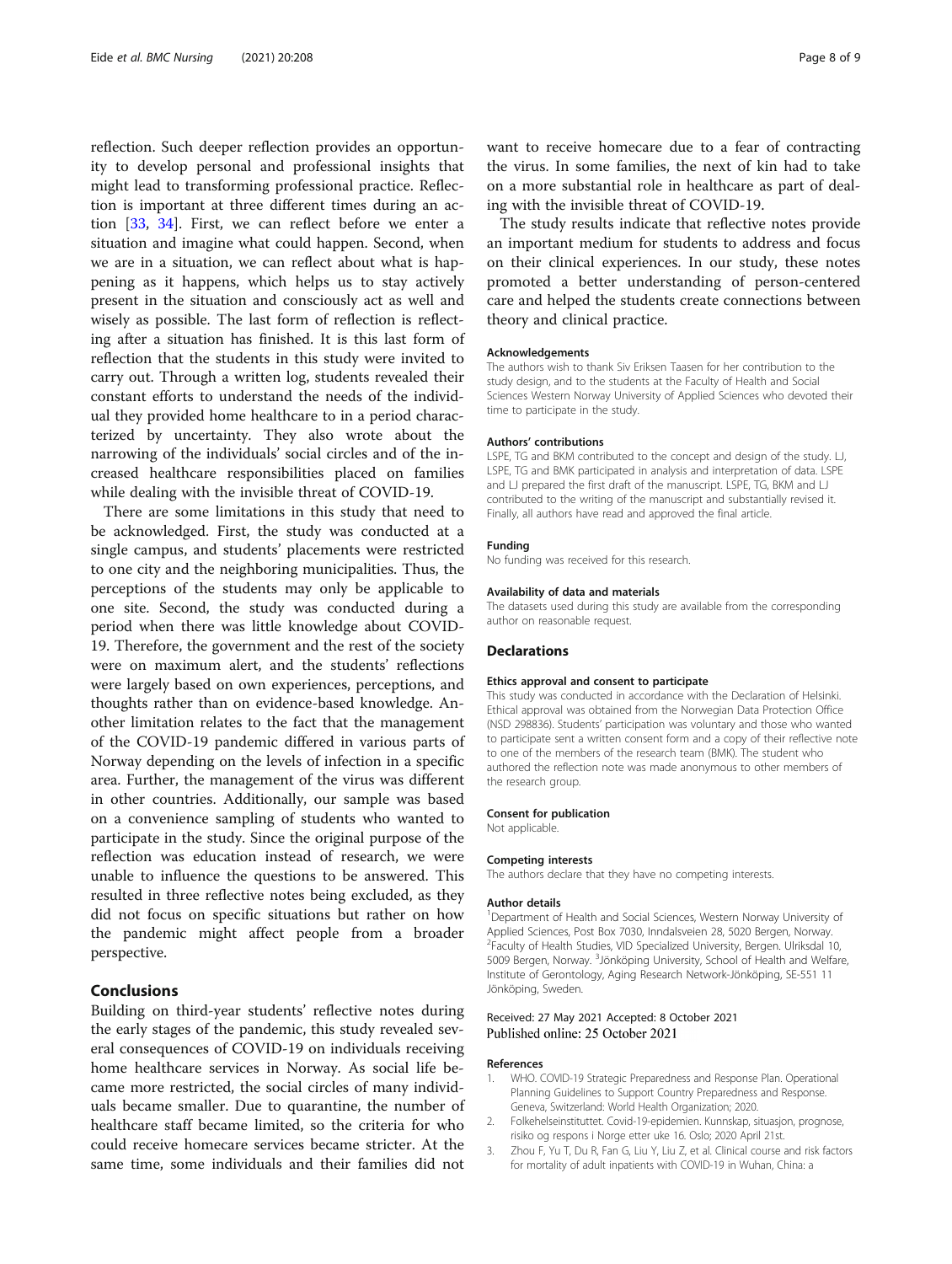reflection. Such deeper reflection provides an opportunity to develop personal and professional insights that might lead to transforming professional practice. Reflection is important at three different times during an action [33, 34]. First, we can reflect before we enter a situation and imagine what could happen. Second, when we are in a situation, we can reflect about what is happening as it happens, which helps us to stay actively present in the situation and consciously act as well and wisely as possible. The last form of reflection is reflecting after a situation has finished. It is this last form of reflection that the students in this study were invited to carry out. Through a written log, students revealed their constant efforts to understand the needs of the individual they provided home healthcare to in a period characterized by uncertainty. They also wrote about the narrowing of the individuals' social circles and of the increased healthcare responsibilities placed on families while dealing with the invisible threat of COVID-19.

There are some limitations in this study that need to be acknowledged. First, the study was conducted at a single campus, and students' placements were restricted to one city and the neighboring municipalities. Thus, the perceptions of the students may only be applicable to one site. Second, the study was conducted during a period when there was little knowledge about COVID-19. Therefore, the government and the rest of the society were on maximum alert, and the students' reflections were largely based on own experiences, perceptions, and thoughts rather than on evidence-based knowledge. Another limitation relates to the fact that the management of the COVID-19 pandemic differed in various parts of Norway depending on the levels of infection in a specific area. Further, the management of the virus was different in other countries. Additionally, our sample was based on a convenience sampling of students who wanted to participate in the study. Since the original purpose of the reflection was education instead of research, we were unable to influence the questions to be answered. This resulted in three reflective notes being excluded, as they did not focus on specific situations but rather on how the pandemic might affect people from a broader perspective.

## Conclusions

Building on third-year students' reflective notes during the early stages of the pandemic, this study revealed several consequences of COVID-19 on individuals receiving home healthcare services in Norway. As social life became more restricted, the social circles of many individuals became smaller. Due to quarantine, the number of healthcare staff became limited, so the criteria for who could receive homecare services became stricter. At the same time, some individuals and their families did not want to receive homecare due to a fear of contracting the virus. In some families, the next of kin had to take on a more substantial role in healthcare as part of dealing with the invisible threat of COVID-19.

The study results indicate that reflective notes provide an important medium for students to address and focus on their clinical experiences. In our study, these notes promoted a better understanding of person-centered care and helped the students create connections between theory and clinical practice.

#### Acknowledgements

The authors wish to thank Siv Eriksen Taasen for her contribution to the study design, and to the students at the Faculty of Health and Social Sciences Western Norway University of Applied Sciences who devoted their time to participate in the study.

#### Authors' contributions

LSPE, TG and BKM contributed to the concept and design of the study. LJ, LSPE, TG and BMK participated in analysis and interpretation of data. LSPE and LJ prepared the first draft of the manuscript. LSPE, TG, BKM and LJ contributed to the writing of the manuscript and substantially revised it. Finally, all authors have read and approved the final article.

#### Funding

No funding was received for this research.

#### Availability of data and materials

The datasets used during this study are available from the corresponding author on reasonable request.

### Declarations

#### Ethics approval and consent to participate

This study was conducted in accordance with the Declaration of Helsinki. Ethical approval was obtained from the Norwegian Data Protection Office (NSD 298836). Students' participation was voluntary and those who wanted to participate sent a written consent form and a copy of their reflective note to one of the members of the research team (BMK). The student who authored the reflection note was made anonymous to other members of the research group.

#### Consent for publication

Not applicable.

#### Competing interests

The authors declare that they have no competing interests.

#### Author details

[1]Department of Health and Social Sciences, Western Norway University of Applied Sciences, Post Box 7030, Inndalsveien 28, 5020 Bergen, Norway. [2]Faculty of Health Studies, VID Specialized University, Bergen. Ulriksdal 10, 5009 Bergen, Norway. [3]Jönköping University, School of Health and Welfare, Institute of Gerontology, Aging Research Network-Jönköping, SE-551 11 Jönköping, Sweden.

Received: 27 May 2021 Accepted: 8 October 2021
Published online: 25 October 2021

#### References

1. WHO. COVID-19 Strategic Preparedness and Response Plan. Operational Planning Guidelines to Support Country Preparedness and Response. Geneva, Switzerland: World Health Organization; 2020.
2. Folkehelseinstituttet. Covid-19-epidemien. Kunnskap, situasjon, prognose, risiko og respons i Norge etter uke 16. Oslo; 2020 April 21st.
3. Zhou F, Yu T, Du R, Fan G, Liu Y, Liu Z, et al. Clinical course and risk factors for mortality of adult inpatients with COVID-19 in Wuhan, China: a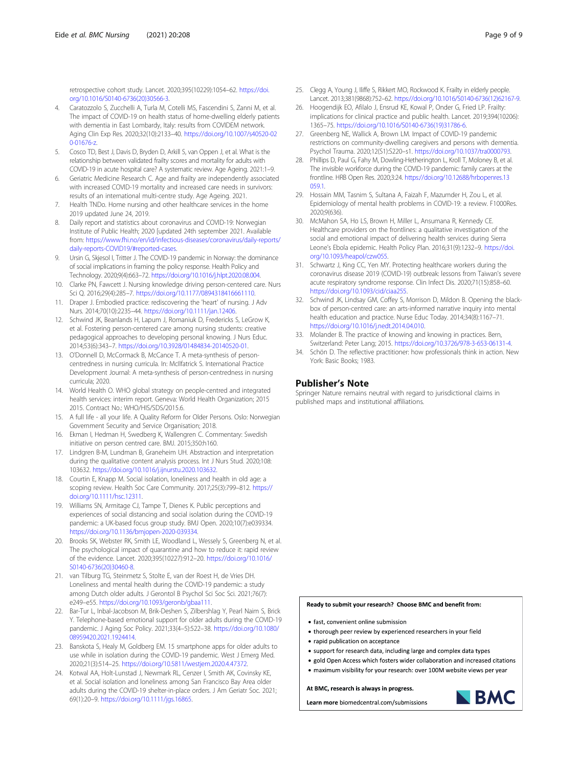retrospective cohort study. Lancet. 2020;395(10229):1054–62. https://doi.org/10.1016/S0140-6736(20)30566-3.

4. Caratozzolo S, Zucchelli A, Turla M, Cotelli MS, Fascendini S, Zanni M, et al. The impact of COVID-19 on health status of home-dwelling elderly patients with dementia in East Lombardy, Italy: results from COVIDEM network. Aging Clin Exp Res. 2020;32(10):2133–40. https://doi.org/10.1007/s40520-020-01676-z.
5. Cosco TD, Best J, Davis D, Bryden D, Arkill S, van Oppen J, et al. What is the relationship between validated frailty scores and mortality for adults with COVID-19 in acute hospital care? A systematic review. Age Ageing. 2021:1–9.
6. Geriatric Medicine Research C. Age and frailty are independently associated with increased COVID-19 mortality and increased care needs in survivors: results of an international multi-centre study. Age Ageing. 2021.
7. Health TNDo. Home nursing and other healthcare services in the home 2019 updated June 24, 2019.
8. Daily report and statistics about coronavirus and COVID-19: Norwegian Institute of Public Health; 2020 [updated 24th september 2021. Available from: https://www.fhi.no/en/id/infectious-diseases/coronavirus/daily-reports/daily-reports-COVID19/#reported-cases.
9. Ursin G, Skjesol I, Tritter J. The COVID-19 pandemic in Norway: the dominance of social implications in framing the policy response. Health Policy and Technology. 2020;9(4):663–72. https://doi.org/10.1016/j.hlpt.2020.08.004.
10. Clarke PN, Fawcett J. Nursing knowledge driving person-centered care. Nurs Sci Q. 2016;29(4):285–7. https://doi.org/10.1177/0894318416661110.
11. Draper J. Embodied practice: rediscovering the 'heart' of nursing. J Adv Nurs. 2014;70(10):2235–44. https://doi.org/10.1111/jan.12406.
12. Schwind JK, Beanlands H, Lapum J, Romaniuk D, Fredericks S, LeGrow K, et al. Fostering person-centered care among nursing students: creative pedagogical approaches to developing personal knowing. J Nurs Educ. 2014;53(6):343–7. https://doi.org/10.3928/01484834-20140520-01.
13. O'Donnell D, McCormack B, McCance T. A meta-synthesis of person-centredness in nursing curricula. In: McIlfatrick S. International Practice Development Journal: A meta-synthesis of person-centredness in nursing curricula; 2020.
14. World Health O. WHO global strategy on people-centred and integrated health services: interim report. Geneva: World Health Organization; 2015 2015. Contract No.: WHO/HIS/SDS/2015.6.
15. A full life - all your life. A Quality Reform for Older Persons. Oslo: Norwegian Government Security and Service Organisation; 2018.
16. Ekman I, Hedman H, Swedberg K, Wallengren C. Commentary: Swedish initiative on person centred care. BMJ. 2015;350:h160.
17. Lindgren B-M, Lundman B, Graneheim UH. Abstraction and interpretation during the qualitative content analysis process. Int J Nurs Stud. 2020;108:103632. https://doi.org/10.1016/j.ijnurstu.2020.103632.
18. Courtin E, Knapp M. Social isolation, loneliness and health in old age: a scoping review. Health Soc Care Community. 2017;25(3):799–812. https://doi.org/10.1111/hsc.12311.
19. Williams SN, Armitage CJ, Tampe T, Dienes K. Public perceptions and experiences of social distancing and social isolation during the COVID-19 pandemic: a UK-based focus group study. BMJ Open. 2020;10(7):e039334. https://doi.org/10.1136/bmjopen-2020-039334.
20. Brooks SK, Webster RK, Smith LE, Woodland L, Wessely S, Greenberg N, et al. The psychological impact of quarantine and how to reduce it: rapid review of the evidence. Lancet. 2020;395(10227):912–20. https://doi.org/10.1016/S0140-6736(20)30460-8.
21. van Tilburg TG, Steinmetz S, Stolte E, van der Roest H, de Vries DH. Loneliness and mental health during the COVID-19 pandemic: a study among Dutch older adults. J Gerontol B Psychol Sci Soc Sci. 2021;76(7):e249–e55. https://doi.org/10.1093/geronb/gbaa111.
22. Bar-Tur L, Inbal-Jacobson M, Brik-Deshen S, Zilbershlag Y, Pearl Naim S, Brick Y. Telephone-based emotional support for older adults during the COVID-19 pandemic. J Aging Soc Policy. 2021;33(4–5):522–38. https://doi.org/10.1080/08959420.2021.1924414.
23. Banskota S, Healy M, Goldberg EM. 15 smartphone apps for older adults to use while in isolation during the COVID-19 pandemic. West J Emerg Med. 2020;21(3):514–25. https://doi.org/10.5811/westjem.2020.4.47372.
24. Kotwal AA, Holt-Lunstad J, Newmark RL, Cenzer I, Smith AK, Covinsky KE, et al. Social isolation and loneliness among San Francisco Bay Area older adults during the COVID-19 shelter-in-place orders. J Am Geriatr Soc. 2021;69(1):20–9. https://doi.org/10.1111/jgs.16865.
25. Clegg A, Young J, Iliffe S, Rikkert MO, Rockwood K. Frailty in elderly people. Lancet. 2013;381(9868):752–62. https://doi.org/10.1016/S0140-6736(12)62167-9.
26. Hoogendijk EO, Afilalo J, Ensrud KE, Kowal P, Onder G, Fried LP. Frailty: implications for clinical practice and public health. Lancet. 2019;394(10206):1365–75. https://doi.org/10.1016/S0140-6736(19)31786-6.
27. Greenberg NE, Wallick A, Brown LM. Impact of COVID-19 pandemic restrictions on community-dwelling caregivers and persons with dementia. Psychol Trauma. 2020;12(S1):S220–s1. https://doi.org/10.1037/tra0000793.
28. Phillips D, Paul G, Fahy M, Dowling-Hetherington L, Kroll T, Moloney B, et al. The invisible workforce during the COVID-19 pandemic: family carers at the frontline. HRB Open Res. 2020;3:24. https://doi.org/10.12688/hrbopenres.13059.1.
29. Hossain MM, Tasnim S, Sultana A, Faizah F, Mazumder H, Zou L, et al. Epidemiology of mental health problems in COVID-19: a review. F1000Res. 2020;9(636).
30. McMahon SA, Ho LS, Brown H, Miller L, Ansumana R, Kennedy CE. Healthcare providers on the frontlines: a qualitative investigation of the social and emotional impact of delivering health services during Sierra Leone's Ebola epidemic. Health Policy Plan. 2016;31(9):1232–9. https://doi.org/10.1093/heapol/czw055.
31. Schwartz J, King CC, Yen MY. Protecting healthcare workers during the coronavirus disease 2019 (COVID-19) outbreak: lessons from Taiwan's severe acute respiratory syndrome response. Clin Infect Dis. 2020;71(15):858–60. https://doi.org/10.1093/cid/ciaa255.
32. Schwind JK, Lindsay GM, Coffey S, Morrison D, Mildon B. Opening the black-box of person-centred care: an arts-informed narrative inquiry into mental health education and practice. Nurse Educ Today. 2014;34(8):1167–71. https://doi.org/10.1016/j.nedt.2014.04.010.
33. Molander B. The practice of knowing and knowing in practices. Bern, Switzerland: Peter Lang; 2015. https://doi.org/10.3726/978-3-653-06131-4.
34. Schön D. The reflective practitioner: how professionals think in action. New York: Basic Books; 1983.

## Publisher's Note

Springer Nature remains neutral with regard to jurisdictional claims in published maps and institutional affiliations.

**Ready to submit your research? Choose BMC and benefit from:**

- fast, convenient online submission
- thorough peer review by experienced researchers in your field
- rapid publication on acceptance
- support for research data, including large and complex data types
- gold Open Access which fosters wider collaboration and increased citations
- maximum visibility for your research: over 100M website views per year

**At BMC, research is always in progress.**

**Learn more** biomedcentral.com/submissions

BMC